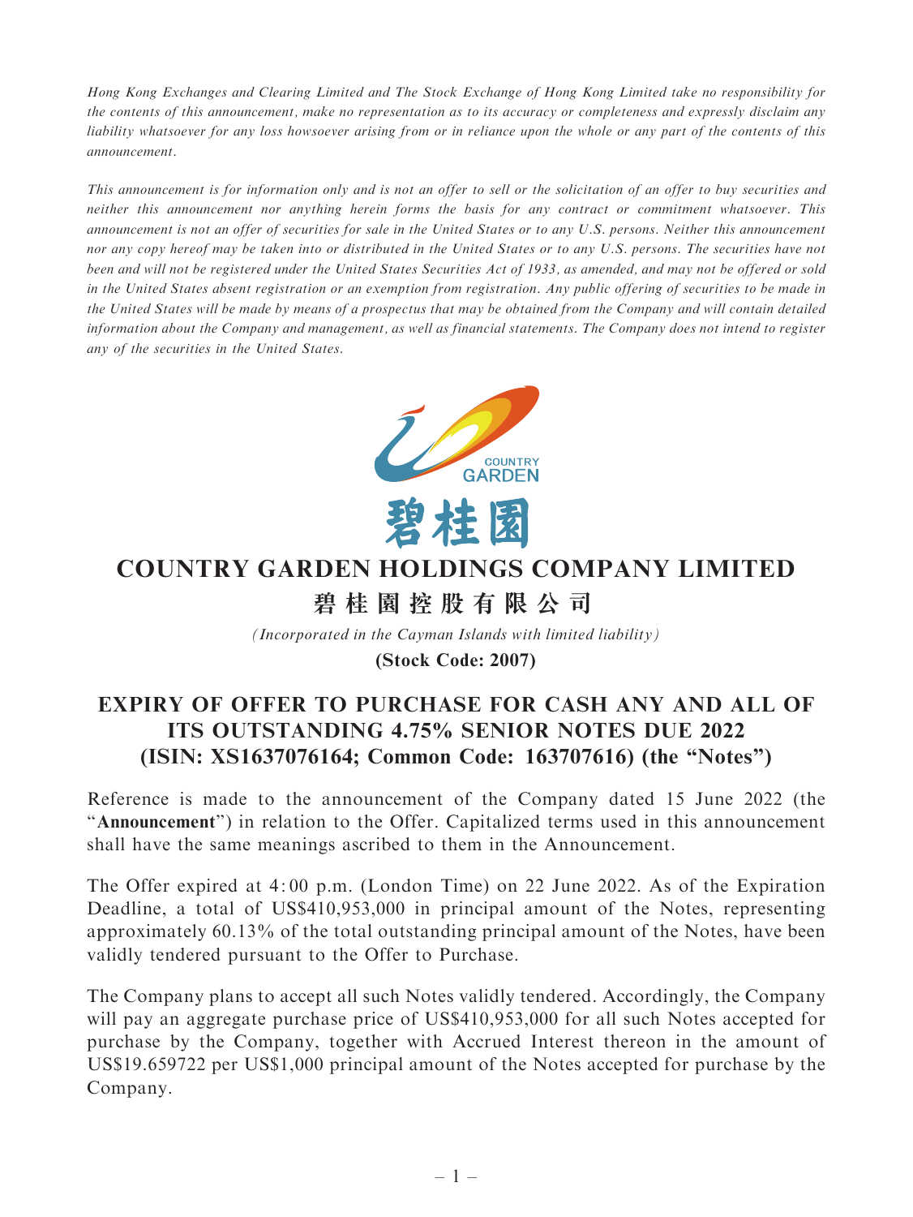*Hong Kong Exchanges and Clearing Limited and The Stock Exchange of Hong Kong Limited take no responsibility for the contents of this announcement, make no representation as to its accuracy or completeness and expressly disclaim any liability whatsoever for any loss howsoever arising from or in reliance upon the whole or any part of the contents of this announcement.*

*This announcement is for information only and is not an offer to sell or the solicitation of an offer to buy securities and neither this announcement nor anything herein forms the basis for any contract or commitment whatsoever. This announcement is not an offer of securities for sale in the United States or to any U.S. persons. Neither this announcement nor any copy hereof may be taken into or distributed in the United States or to any U.S. persons. The securities have not been and will not be registered under the United States Securities Act of 1933, as amended, and may not be offered or sold in the United States absent registration or an exemption from registration. Any public offering of securities to be made in the United States will be made by means of a prospectus that may be obtained from the Company and will contain detailed information about the Company and management, as well as financial statements. The Company does not intend to register any of the securities in the United States.*

# COUNTRY GARDEN HOLDINGS COMPANY LIMITED

# 碧桂園控股有限公司

*(Incorporated in the Cayman Islands with limited liability)*

**(Stock Code: 2007)**

## EXPIRY OF OFFER TO PURCHASE FOR CASH ANY AND ALL OF ITS OUTSTANDING 4.75% SENIOR NOTES DUE 2022 (ISIN: XS1637076164; Common Code: 163707616) (the "Notes")

Reference is made to the announcement of the Company dated 15 June 2022 (the "**Announcement**") in relation to the Offer. Capitalized terms used in this announcement shall have the same meanings ascribed to them in the Announcement.

The Offer expired at 4:00 p.m. (London Time) on 22 June 2022. As of the Expiration Deadline, a total of US$410,953,000 in principal amount of the Notes, representing approximately 60.13% of the total outstanding principal amount of the Notes, have been validly tendered pursuant to the Offer to Purchase.

The Company plans to accept all such Notes validly tendered. Accordingly, the Company will pay an aggregate purchase price of US$410,953,000 for all such Notes accepted for purchase by the Company, together with Accrued Interest thereon in the amount of US$19.659722 per US$1,000 principal amount of the Notes accepted for purchase by the Company.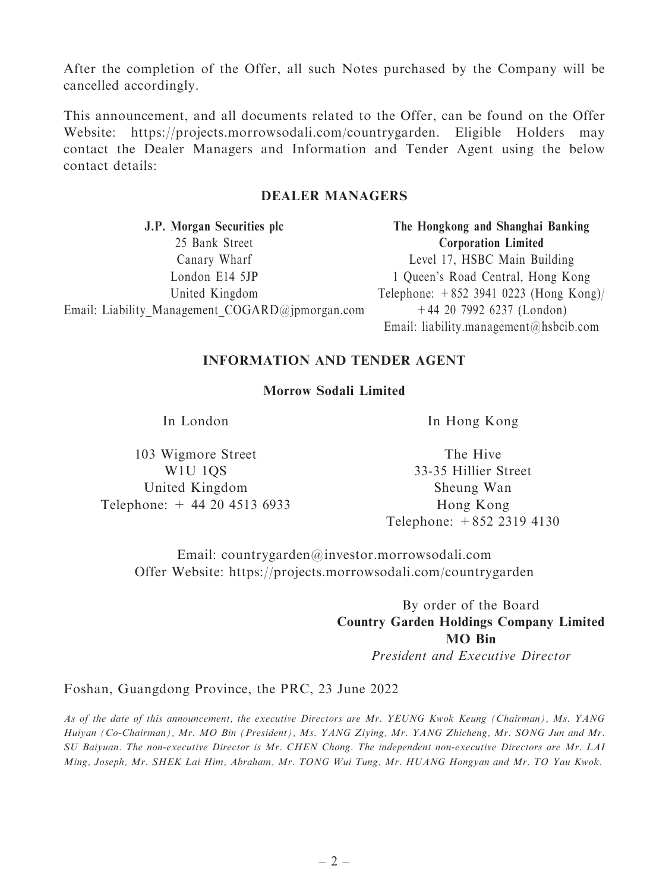After the completion of the Offer, all such Notes purchased by the Company will be cancelled accordingly.

This announcement, and all documents related to the Offer, can be found on the Offer Website: https://projects.morrowsodali.com/countrygarden. Eligible Holders may contact the Dealer Managers and Information and Tender Agent using the below contact details:

## DEALER MANAGERS

**J.P. Morgan Securities plc**
25 Bank Street
Canary Wharf
London E14 5JP
United Kingdom
Email: Liability_Management_COGARD@jpmorgan.com

**The Hongkong and Shanghai Banking Corporation Limited**
Level 17, HSBC Main Building
1 Queen's Road Central, Hong Kong
Telephone: +852 3941 0223 (Hong Kong)/ +44 20 7992 6237 (London)
Email: liability.management@hsbcib.com

## INFORMATION AND TENDER AGENT

**Morrow Sodali Limited**

In London

103 Wigmore Street
W1U 1QS
United Kingdom
Telephone: + 44 20 4513 6933

In Hong Kong

The Hive
33-35 Hillier Street
Sheung Wan
Hong Kong
Telephone: +852 2319 4130

Email: countrygarden@investor.morrowsodali.com
Offer Website: https://projects.morrowsodali.com/countrygarden

By order of the Board
**Country Garden Holdings Company Limited**
**MO Bin**
*President and Executive Director*

Foshan, Guangdong Province, the PRC, 23 June 2022

*As of the date of this announcement, the executive Directors are Mr. YEUNG Kwok Keung (Chairman), Ms. YANG Huiyan (Co-Chairman), Mr. MO Bin (President), Ms. YANG Ziying, Mr. YANG Zhicheng, Mr. SONG Jun and Mr. SU Baiyuan. The non-executive Director is Mr. CHEN Chong. The independent non-executive Directors are Mr. LAI Ming, Joseph, Mr. SHEK Lai Him, Abraham, Mr. TONG Wui Tung, Mr. HUANG Hongyan and Mr. TO Yau Kwok.*